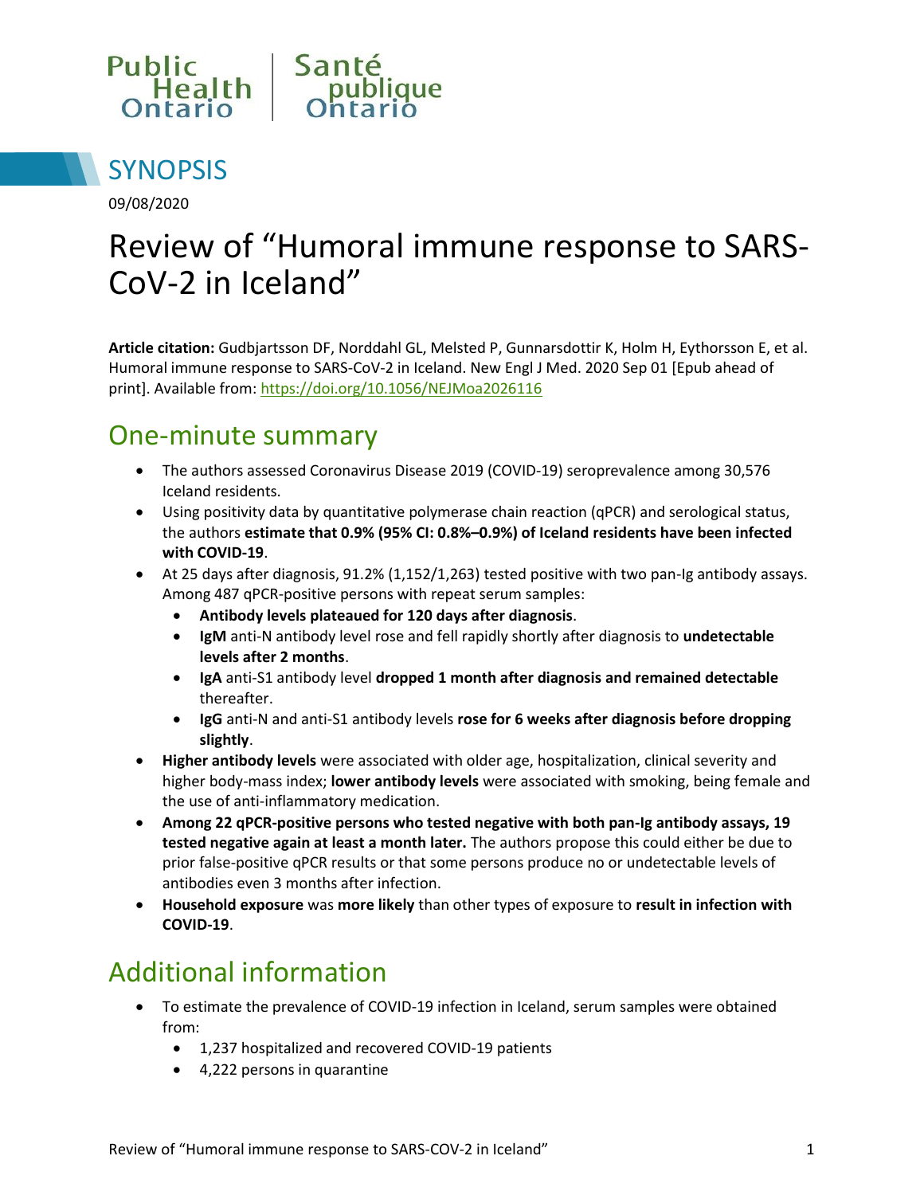Public Health Ontario | Santé publique Ontario

# SYNOPSIS

09/08/2020

# Review of "Humoral immune response to SARS-CoV-2 in Iceland"

**Article citation:** Gudbjartsson DF, Norddahl GL, Melsted P, Gunnarsdottir K, Holm H, Eythorsson E, et al. Humoral immune response to SARS-CoV-2 in Iceland. New Engl J Med. 2020 Sep 01 [Epub ahead of print]. Available from: https://doi.org/10.1056/NEJMoa2026116

## One-minute summary

- The authors assessed Coronavirus Disease 2019 (COVID-19) seroprevalence among 30,576 Iceland residents.
- Using positivity data by quantitative polymerase chain reaction (qPCR) and serological status, the authors **estimate that 0.9% (95% CI: 0.8%–0.9%) of Iceland residents have been infected with COVID-19**.
- At 25 days after diagnosis, 91.2% (1,152/1,263) tested positive with two pan-Ig antibody assays. Among 487 qPCR-positive persons with repeat serum samples:
  - **Antibody levels plateaued for 120 days after diagnosis**.
  - **IgM** anti-N antibody level rose and fell rapidly shortly after diagnosis to **undetectable levels after 2 months**.
  - **IgA** anti-S1 antibody level **dropped 1 month after diagnosis and remained detectable** thereafter.
  - **IgG** anti-N and anti-S1 antibody levels **rose for 6 weeks after diagnosis before dropping slightly**.
- **Higher antibody levels** were associated with older age, hospitalization, clinical severity and higher body-mass index; **lower antibody levels** were associated with smoking, being female and the use of anti-inflammatory medication.
- **Among 22 qPCR-positive persons who tested negative with both pan-Ig antibody assays, 19 tested negative again at least a month later.** The authors propose this could either be due to prior false-positive qPCR results or that some persons produce no or undetectable levels of antibodies even 3 months after infection.
- **Household exposure** was **more likely** than other types of exposure to **result in infection with COVID-19**.

## Additional information

- To estimate the prevalence of COVID-19 infection in Iceland, serum samples were obtained from:
  - 1,237 hospitalized and recovered COVID-19 patients
  - 4,222 persons in quarantine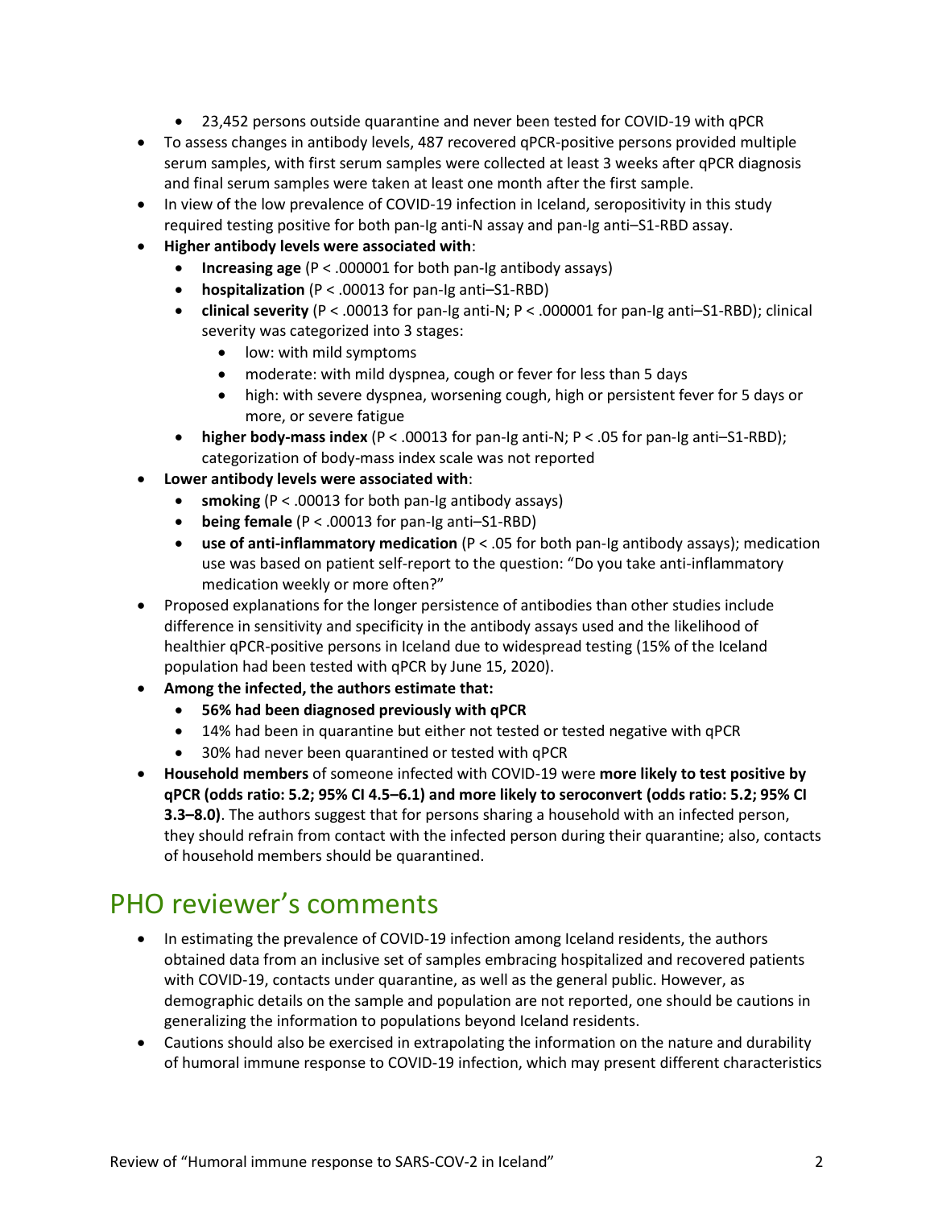- 23,452 persons outside quarantine and never been tested for COVID-19 with qPCR
- To assess changes in antibody levels, 487 recovered qPCR-positive persons provided multiple serum samples, with first serum samples were collected at least 3 weeks after qPCR diagnosis and final serum samples were taken at least one month after the first sample.
- In view of the low prevalence of COVID-19 infection in Iceland, seropositivity in this study required testing positive for both pan-Ig anti-N assay and pan-Ig anti–S1-RBD assay.
- **Higher antibody levels were associated with**:
    - **Increasing age** ($P < .000001$ for both pan-Ig antibody assays)
    - **hospitalization** ($P < .00013$ for pan-Ig anti–S1-RBD)
    - **clinical severity** ($P < .00013$ for pan-Ig anti-N; $P < .000001$ for pan-Ig anti–S1-RBD); clinical severity was categorized into 3 stages:
        - low: with mild symptoms
        - moderate: with mild dyspnea, cough or fever for less than 5 days
        - high: with severe dyspnea, worsening cough, high or persistent fever for 5 days or more, or severe fatigue
    - **higher body-mass index** ($P < .00013$ for pan-Ig anti-N; $P < .05$ for pan-Ig anti–S1-RBD); categorization of body-mass index scale was not reported
- **Lower antibody levels were associated with**:
    - **smoking** ($P < .00013$ for both pan-Ig antibody assays)
    - **being female** ($P < .00013$ for pan-Ig anti–S1-RBD)
    - **use of anti-inflammatory medication** ($P < .05$ for both pan-Ig antibody assays); medication use was based on patient self-report to the question: "Do you take anti-inflammatory medication weekly or more often?"
- Proposed explanations for the longer persistence of antibodies than other studies include difference in sensitivity and specificity in the antibody assays used and the likelihood of healthier qPCR-positive persons in Iceland due to widespread testing (15% of the Iceland population had been tested with qPCR by June 15, 2020).
- **Among the infected, the authors estimate that:**
    - **56% had been diagnosed previously with qPCR**
    - 14% had been in quarantine but either not tested or tested negative with qPCR
    - 30% had never been quarantined or tested with qPCR
- **Household members** of someone infected with COVID-19 were **more likely to test positive by qPCR (odds ratio: 5.2; 95% CI 4.5–6.1) and more likely to seroconvert (odds ratio: 5.2; 95% CI 3.3–8.0)**. The authors suggest that for persons sharing a household with an infected person, they should refrain from contact with the infected person during their quarantine; also, contacts of household members should be quarantined.

# PHO reviewer's comments

- In estimating the prevalence of COVID-19 infection among Iceland residents, the authors obtained data from an inclusive set of samples embracing hospitalized and recovered patients with COVID-19, contacts under quarantine, as well as the general public. However, as demographic details on the sample and population are not reported, one should be cautions in generalizing the information to populations beyond Iceland residents.
- Cautions should also be exercised in extrapolating the information on the nature and durability of humoral immune response to COVID-19 infection, which may present different characteristics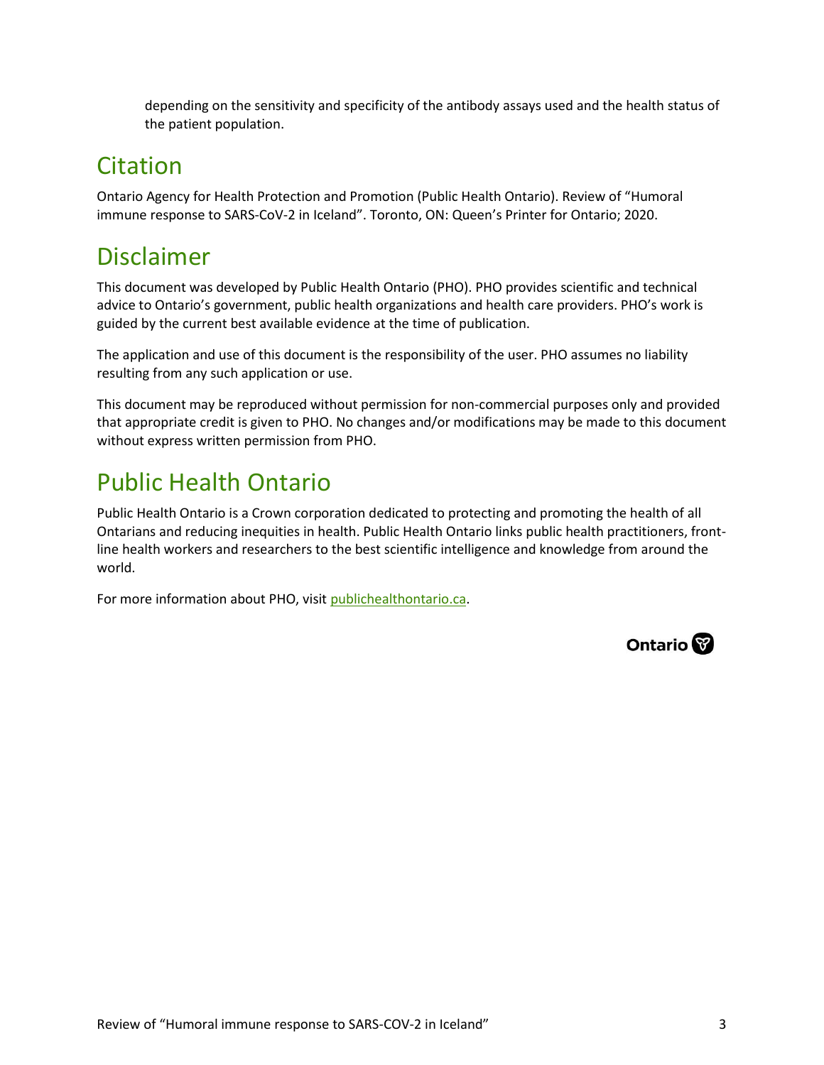depending on the sensitivity and specificity of the antibody assays used and the health status of the patient population.

## Citation

Ontario Agency for Health Protection and Promotion (Public Health Ontario). Review of "Humoral immune response to SARS-CoV-2 in Iceland". Toronto, ON: Queen's Printer for Ontario; 2020.

## Disclaimer

This document was developed by Public Health Ontario (PHO). PHO provides scientific and technical advice to Ontario's government, public health organizations and health care providers. PHO's work is guided by the current best available evidence at the time of publication.

The application and use of this document is the responsibility of the user. PHO assumes no liability resulting from any such application or use.

This document may be reproduced without permission for non-commercial purposes only and provided that appropriate credit is given to PHO. No changes and/or modifications may be made to this document without express written permission from PHO.

## Public Health Ontario

Public Health Ontario is a Crown corporation dedicated to protecting and promoting the health of all Ontarians and reducing inequities in health. Public Health Ontario links public health practitioners, front-line health workers and researchers to the best scientific intelligence and knowledge from around the world.

For more information about PHO, visit publichealthontario.ca.

Ontario